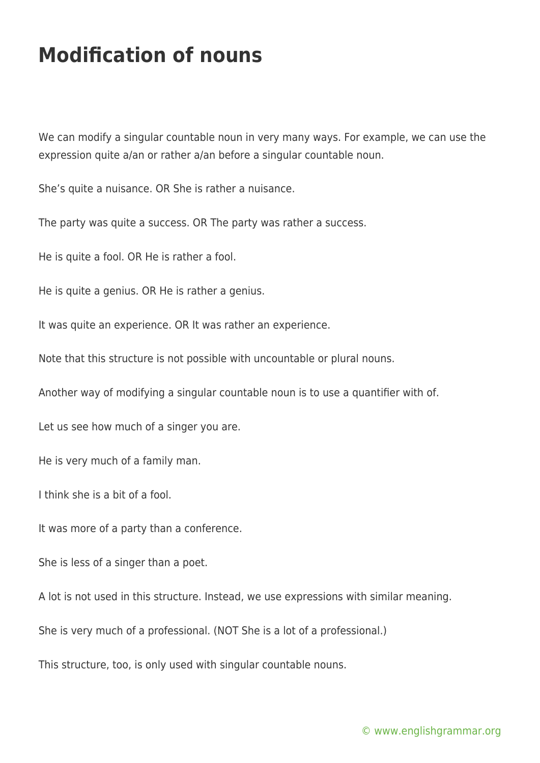# Modification of nouns

We can modify a singular countable noun in very many ways. For example, we can use the expression quite a/an or rather a/an before a singular countable noun.

She's quite a nuisance. OR She is rather a nuisance.

The party was quite a success. OR The party was rather a success.

He is quite a fool. OR He is rather a fool.

He is quite a genius. OR He is rather a genius.

It was quite an experience. OR It was rather an experience.

Note that this structure is not possible with uncountable or plural nouns.

Another way of modifying a singular countable noun is to use a quantifier with of.

Let us see how much of a singer you are.

He is very much of a family man.

I think she is a bit of a fool.

It was more of a party than a conference.

She is less of a singer than a poet.

A lot is not used in this structure. Instead, we use expressions with similar meaning.

She is very much of a professional. (NOT She is a lot of a professional.)

This structure, too, is only used with singular countable nouns.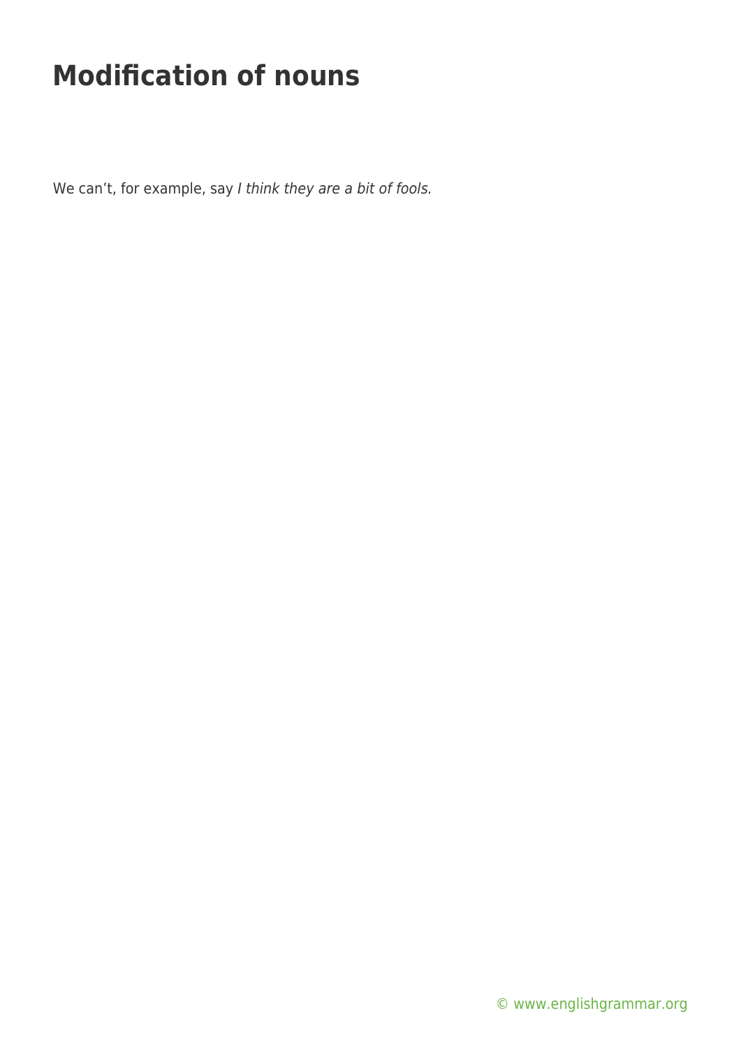# Modification of nouns

We can't, for example, say *I think they are a bit of fools.*